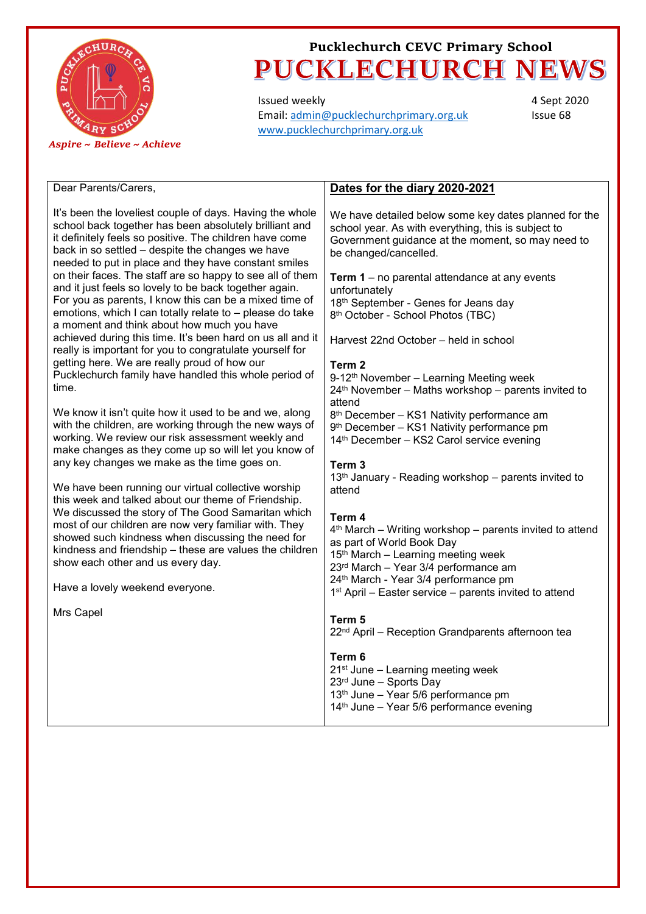# Pucklechurch CEVC Primary School

# PUCKLECHURCH NEWS

*Aspire ~ Believe ~ Achieve*

Issued weekly
Email: admin@pucklechurchprimary.org.uk
www.pucklechurchprimary.org.uk

4 Sept 2020
Issue 68

Dear Parents/Carers,

It's been the loveliest couple of days. Having the whole school back together has been absolutely brilliant and it definitely feels so positive. The children have come back in so settled – despite the changes we have needed to put in place and they have constant smiles on their faces. The staff are so happy to see all of them and it just feels so lovely to be back together again. For you as parents, I know this can be a mixed time of emotions, which I can totally relate to – please do take a moment and think about how much you have achieved during this time. It's been hard on us all and it really is important for you to congratulate yourself for getting here. We are really proud of how our Pucklechurch family have handled this whole period of time.

We know it isn't quite how it used to be and we, along with the children, are working through the new ways of working. We review our risk assessment weekly and make changes as they come up so will let you know of any key changes we make as the time goes on.

We have been running our virtual collective worship this week and talked about our theme of Friendship. We discussed the story of The Good Samaritan which most of our children are now very familiar with. They showed such kindness when discussing the need for kindness and friendship – these are values the children show each other and us every day.

Have a lovely weekend everyone.

Mrs Capel

## Dates for the diary 2020-2021

We have detailed below some key dates planned for the school year. As with everything, this is subject to Government guidance at the moment, so may need to be changed/cancelled.

**Term 1** – no parental attendance at any events unfortunately
18th September - Genes for Jeans day
8th October - School Photos (TBC)

Harvest 22nd October – held in school

**Term 2**
9-12th November – Learning Meeting week
24th November – Maths workshop – parents invited to attend
8th December – KS1 Nativity performance am
9th December – KS1 Nativity performance pm
14th December – KS2 Carol service evening

**Term 3**
13th January - Reading workshop – parents invited to attend

**Term 4**
4th March – Writing workshop – parents invited to attend as part of World Book Day
15th March – Learning meeting week
23rd March – Year 3/4 performance am
24th March - Year 3/4 performance pm
1st April – Easter service – parents invited to attend

**Term 5**
22nd April – Reception Grandparents afternoon tea

**Term 6**
21st June – Learning meeting week
23rd June – Sports Day
13th June – Year 5/6 performance pm
14th June – Year 5/6 performance evening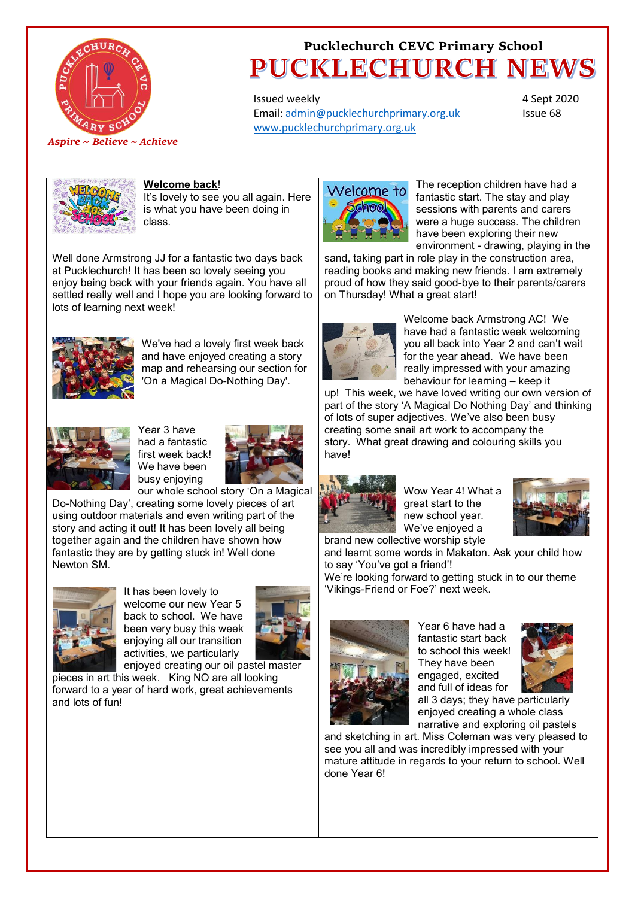Pucklechurch CEVC Primary School

# PUCKLECHURCH NEWS

Issued weekly
Email: admin@pucklechurchprimary.org.uk
www.pucklechurchprimary.org.uk

4 Sept 2020
Issue 68

Aspire ~ Believe ~ Achieve

**Welcome back**!
It's lovely to see you all again. Here is what you have been doing in class.

Well done Armstrong JJ for a fantastic two days back at Pucklechurch! It has been so lovely seeing you enjoy being back with your friends again. You have all settled really well and I hope you are looking forward to lots of learning next week!

We've had a lovely first week back and have enjoyed creating a story map and rehearsing our section for 'On a Magical Do-Nothing Day'.

Year 3 have had a fantastic first week back! We have been busy enjoying our whole school story 'On a Magical Do-Nothing Day', creating some lovely pieces of art using outdoor materials and even writing part of the story and acting it out! It has been lovely all being together again and the children have shown how fantastic they are by getting stuck in! Well done Newton SM.

It has been lovely to welcome our new Year 5 back to school. We have been very busy this week enjoying all our transition activities, we particularly enjoyed creating our oil pastel master pieces in art this week. King NO are all looking forward to a year of hard work, great achievements and lots of fun!

The reception children have had a fantastic start. The stay and play sessions with parents and carers were a huge success. The children have been exploring their new environment - drawing, playing in the sand, taking part in role play in the construction area, reading books and making new friends. I am extremely proud of how they said good-bye to their parents/carers on Thursday! What a great start!

Welcome back Armstrong AC! We have had a fantastic week welcoming you all back into Year 2 and can't wait for the year ahead. We have been really impressed with your amazing behaviour for learning – keep it up! This week, we have loved writing our own version of part of the story 'A Magical Do Nothing Day' and thinking of lots of super adjectives. We've also been busy creating some snail art work to accompany the story. What great drawing and colouring skills you have!

Wow Year 4! What a great start to the new school year. We've enjoyed a brand new collective worship style and learnt some words in Makaton. Ask your child how to say 'You've got a friend'!
We're looking forward to getting stuck in to our theme 'Vikings-Friend or Foe?' next week.

Year 6 have had a fantastic start back to school this week! They have been engaged, excited and full of ideas for all 3 days; they have particularly enjoyed creating a whole class narrative and exploring oil pastels and sketching in art. Miss Coleman was very pleased to see you all and was incredibly impressed with your mature attitude in regards to your return to school. Well done Year 6!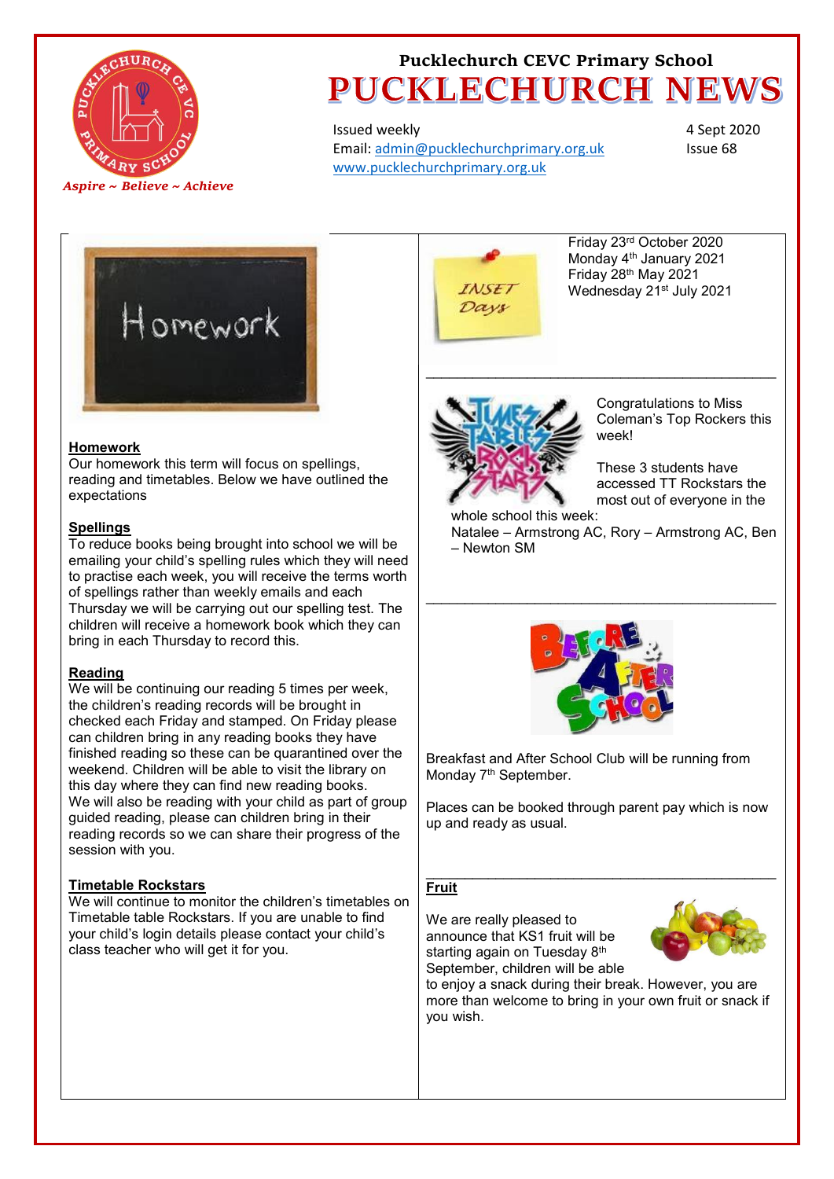Pucklechurch CEVC Primary School

# PUCKLECHURCH NEWS

Aspire ~ Believe ~ Achieve

Issued weekly
Email: admin@pucklechurchprimary.org.uk
www.pucklechurchprimary.org.uk

4 Sept 2020
Issue 68

## Homework

Our homework this term will focus on spellings, reading and timetables. Below we have outlined the expectations

### Spellings

To reduce books being brought into school we will be emailing your child's spelling rules which they will need to practise each week, you will receive the terms worth of spellings rather than weekly emails and each Thursday we will be carrying out our spelling test. The children will receive a homework book which they can bring in each Thursday to record this.

### Reading

We will be continuing our reading 5 times per week, the children's reading records will be brought in checked each Friday and stamped. On Friday please can children bring in any reading books they have finished reading so these can be quarantined over the weekend. Children will be able to visit the library on this day where they can find new reading books.
We will also be reading with your child as part of group guided reading, please can children bring in their reading records so we can share their progress of the session with you.

### Timetable Rockstars

We will continue to monitor the children's timetables on Timetable table Rockstars. If you are unable to find your child's login details please contact your child's class teacher who will get it for you.

## INSET Days

Friday 23rd October 2020
Monday 4th January 2021
Friday 28th May 2021
Wednesday 21st July 2021

---

Congratulations to Miss Coleman's Top Rockers this week!

These 3 students have accessed TT Rockstars the most out of everyone in the whole school this week:
Natalee – Armstrong AC, Rory – Armstrong AC, Ben – Newton SM

---

Breakfast and After School Club will be running from Monday 7th September.

Places can be booked through parent pay which is now up and ready as usual.

---

### Fruit

We are really pleased to announce that KS1 fruit will be starting again on Tuesday 8th September, children will be able to enjoy a snack during their break. However, you are more than welcome to bring in your own fruit or snack if you wish.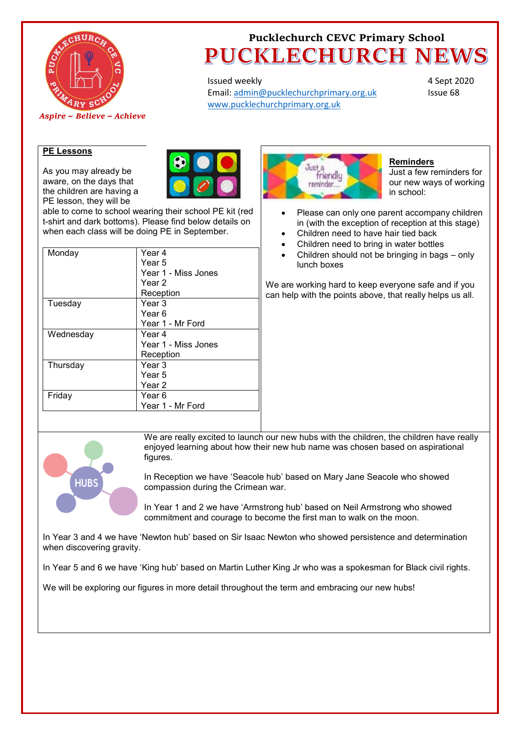Pucklechurch CEVC Primary School

# PUCKLECHURCH NEWS

Aspire ~ Believe ~ Achieve

Issued weekly
Email: admin@pucklechurchprimary.org.uk
www.pucklechurchprimary.org.uk

4 Sept 2020
Issue 68

## PE Lessons

As you may already be aware, on the days that the children are having a PE lesson, they will be able to come to school wearing their school PE kit (red t-shirt and dark bottoms). Please find below details on when each class will be doing PE in September.

| | |
|---|---|
| Monday | Year 4<br>Year 5<br>Year 1 - Miss Jones<br>Year 2<br>Reception |
| Tuesday | Year 3<br>Year 6<br>Year 1 - Mr Ford |
| Wednesday | Year 4<br>Year 1 - Miss Jones<br>Reception |
| Thursday | Year 3<br>Year 5<br>Year 2 |
| Friday | Year 6<br>Year 1 - Mr Ford |

## Reminders

Just a few reminders for our new ways of working in school:

- Please can only one parent accompany children in (with the exception of reception at this stage)
- Children need to have hair tied back
- Children need to bring in water bottles
- Children should not be bringing in bags – only lunch boxes

We are working hard to keep everyone safe and if you can help with the points above, that really helps us all.

We are really excited to launch our new hubs with the children, the children have really enjoyed learning about how their new hub name was chosen based on aspirational figures.

In Reception we have 'Seacole hub' based on Mary Jane Seacole who showed compassion during the Crimean war.

In Year 1 and 2 we have 'Armstrong hub' based on Neil Armstrong who showed commitment and courage to become the first man to walk on the moon.

In Year 3 and 4 we have 'Newton hub' based on Sir Isaac Newton who showed persistence and determination when discovering gravity.

In Year 5 and 6 we have 'King hub' based on Martin Luther King Jr who was a spokesman for Black civil rights.

We will be exploring our figures in more detail throughout the term and embracing our new hubs!